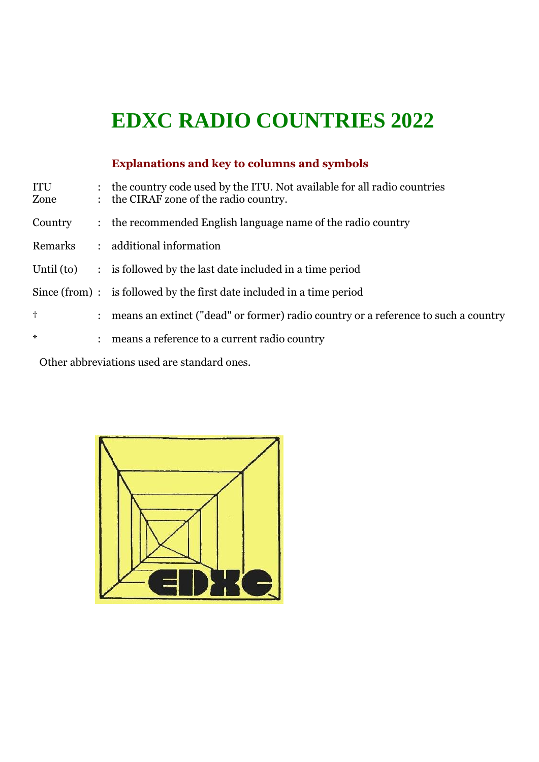# EDXC RADIO COUNTRIES 2022

### Explanations and key to columns and symbols

| | | |
|---|---|---|
| ITU | : | the country code used by the ITU. Not available for all radio countries |
| Zone | : | the CIRAF zone of the radio country. |
| Country | : | the recommended English language name of the radio country |
| Remarks | : | additional information |
| Until (to) | : | is followed by the last date included in a time period |
| Since (from) | : | is followed by the first date included in a time period |
| † | : | means an extinct ("dead" or former) radio country or a reference to such a country |
| * | : | means a reference to a current radio country |

Other abbreviations used are standard ones.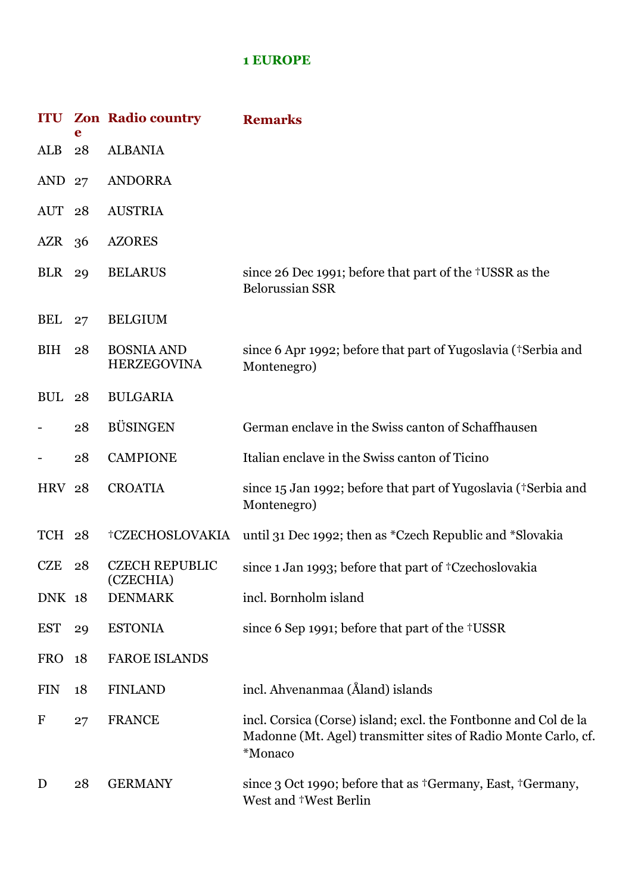## 1 EUROPE

| ITU | Zone | Radio country | Remarks |
|---|---|---|---|
| ALB | 28 | ALBANIA | |
| AND | 27 | ANDORRA | |
| AUT | 28 | AUSTRIA | |
| AZR | 36 | AZORES | |
| BLR | 29 | BELARUS | since 26 Dec 1991; before that part of the †USSR as the Belorussian SSR |
| BEL | 27 | BELGIUM | |
| BIH | 28 | BOSNIA AND HERZEGOVINA | since 6 Apr 1992; before that part of Yugoslavia (†Serbia and Montenegro) |
| BUL | 28 | BULGARIA | |
| - | 28 | BÜSINGEN | German enclave in the Swiss canton of Schaffhausen |
| - | 28 | CAMPIONE | Italian enclave in the Swiss canton of Ticino |
| HRV | 28 | CROATIA | since 15 Jan 1992; before that part of Yugoslavia (†Serbia and Montenegro) |
| TCH | 28 | †CZECHOSLOVAKIA | until 31 Dec 1992; then as *Czech Republic and *Slovakia |
| CZE | 28 | CZECH REPUBLIC (CZECHIA) | since 1 Jan 1993; before that part of †Czechoslovakia |
| DNK | 18 | DENMARK | incl. Bornholm island |
| EST | 29 | ESTONIA | since 6 Sep 1991; before that part of the †USSR |
| FRO | 18 | FAROE ISLANDS | |
| FIN | 18 | FINLAND | incl. Ahvenanmaa (Åland) islands |
| F | 27 | FRANCE | incl. Corsica (Corse) island; excl. the Fontbonne and Col de la Madonne (Mt. Agel) transmitter sites of Radio Monte Carlo, cf. *Monaco |
| D | 28 | GERMANY | since 3 Oct 1990; before that as †Germany, East, †Germany, West and †West Berlin |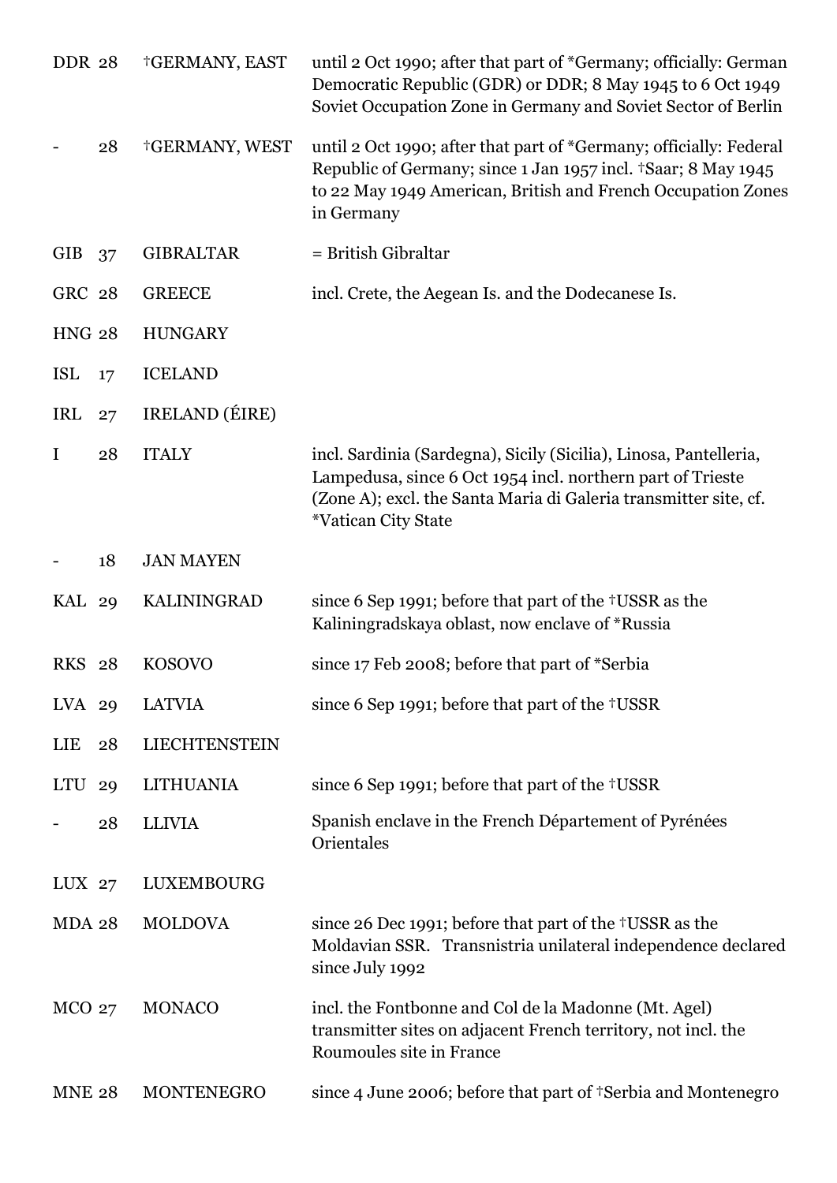| | | | |
|---|---|---|---|
| DDR | 28 | †GERMANY, EAST | until 2 Oct 1990; after that part of *Germany; officially: German Democratic Republic (GDR) or DDR; 8 May 1945 to 6 Oct 1949 Soviet Occupation Zone in Germany and Soviet Sector of Berlin |
| - | 28 | †GERMANY, WEST | until 2 Oct 1990; after that part of *Germany; officially: Federal Republic of Germany; since 1 Jan 1957 incl. †Saar; 8 May 1945 to 22 May 1949 American, British and French Occupation Zones in Germany |
| GIB | 37 | GIBRALTAR | = British Gibraltar |
| GRC | 28 | GREECE | incl. Crete, the Aegean Is. and the Dodecanese Is. |
| HNG | 28 | HUNGARY | |
| ISL | 17 | ICELAND | |
| IRL | 27 | IRELAND (ÉIRE) | |
| I | 28 | ITALY | incl. Sardinia (Sardegna), Sicily (Sicilia), Linosa, Pantelleria, Lampedusa, since 6 Oct 1954 incl. northern part of Trieste (Zone A); excl. the Santa Maria di Galeria transmitter site, cf. *Vatican City State |
| - | 18 | JAN MAYEN | |
| KAL | 29 | KALININGRAD | since 6 Sep 1991; before that part of the †USSR as the Kaliningradskaya oblast, now enclave of *Russia |
| RKS | 28 | KOSOVO | since 17 Feb 2008; before that part of *Serbia |
| LVA | 29 | LATVIA | since 6 Sep 1991; before that part of the †USSR |
| LIE | 28 | LIECHTENSTEIN | |
| LTU | 29 | LITHUANIA | since 6 Sep 1991; before that part of the †USSR |
| - | 28 | LLIVIA | Spanish enclave in the French Département of Pyrénées Orientales |
| LUX | 27 | LUXEMBOURG | |
| MDA | 28 | MOLDOVA | since 26 Dec 1991; before that part of the †USSR as the Moldavian SSR. Transnistria unilateral independence declared since July 1992 |
| MCO | 27 | MONACO | incl. the Fontbonne and Col de la Madonne (Mt. Agel) transmitter sites on adjacent French territory, not incl. the Roumoules site in France |
| MNE | 28 | MONTENEGRO | since 4 June 2006; before that part of †Serbia and Montenegro |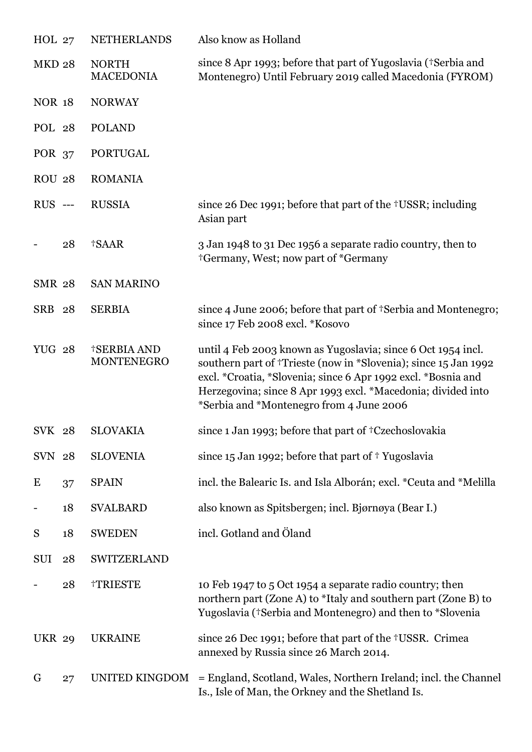| | | | |
|---|---|---|---|
| HOL | 27 | NETHERLANDS | Also know as Holland |
| MKD | 28 | NORTH MACEDONIA | since 8 Apr 1993; before that part of Yugoslavia (†Serbia and Montenegro) Until February 2019 called Macedonia (FYROM) |
| NOR | 18 | NORWAY | |
| POL | 28 | POLAND | |
| POR | 37 | PORTUGAL | |
| ROU | 28 | ROMANIA | |
| RUS | --- | RUSSIA | since 26 Dec 1991; before that part of the †USSR; including Asian part |
| - | 28 | †SAAR | 3 Jan 1948 to 31 Dec 1956 a separate radio country, then to †Germany, West; now part of *Germany |
| SMR | 28 | SAN MARINO | |
| SRB | 28 | SERBIA | since 4 June 2006; before that part of †Serbia and Montenegro; since 17 Feb 2008 excl. *Kosovo |
| YUG | 28 | †SERBIA AND MONTENEGRO | until 4 Feb 2003 known as Yugoslavia; since 6 Oct 1954 incl. southern part of †Trieste (now in *Slovenia); since 15 Jan 1992 excl. *Croatia, *Slovenia; since 6 Apr 1992 excl. *Bosnia and Herzegovina; since 8 Apr 1993 excl. *Macedonia; divided into *Serbia and *Montenegro from 4 June 2006 |
| SVK | 28 | SLOVAKIA | since 1 Jan 1993; before that part of †Czechoslovakia |
| SVN | 28 | SLOVENIA | since 15 Jan 1992; before that part of † Yugoslavia |
| E | 37 | SPAIN | incl. the Balearic Is. and Isla Alborán; excl. *Ceuta and *Melilla |
| - | 18 | SVALBARD | also known as Spitsbergen; incl. Bjørnøya (Bear I.) |
| S | 18 | SWEDEN | incl. Gotland and Öland |
| SUI | 28 | SWITZERLAND | |
| - | 28 | †TRIESTE | 10 Feb 1947 to 5 Oct 1954 a separate radio country; then northern part (Zone A) to *Italy and southern part (Zone B) to Yugoslavia (†Serbia and Montenegro) and then to *Slovenia |
| UKR | 29 | UKRAINE | since 26 Dec 1991; before that part of the †USSR. Crimea annexed by Russia since 26 March 2014. |
| G | 27 | UNITED KINGDOM | = England, Scotland, Wales, Northern Ireland; incl. the Channel Is., Isle of Man, the Orkney and the Shetland Is. |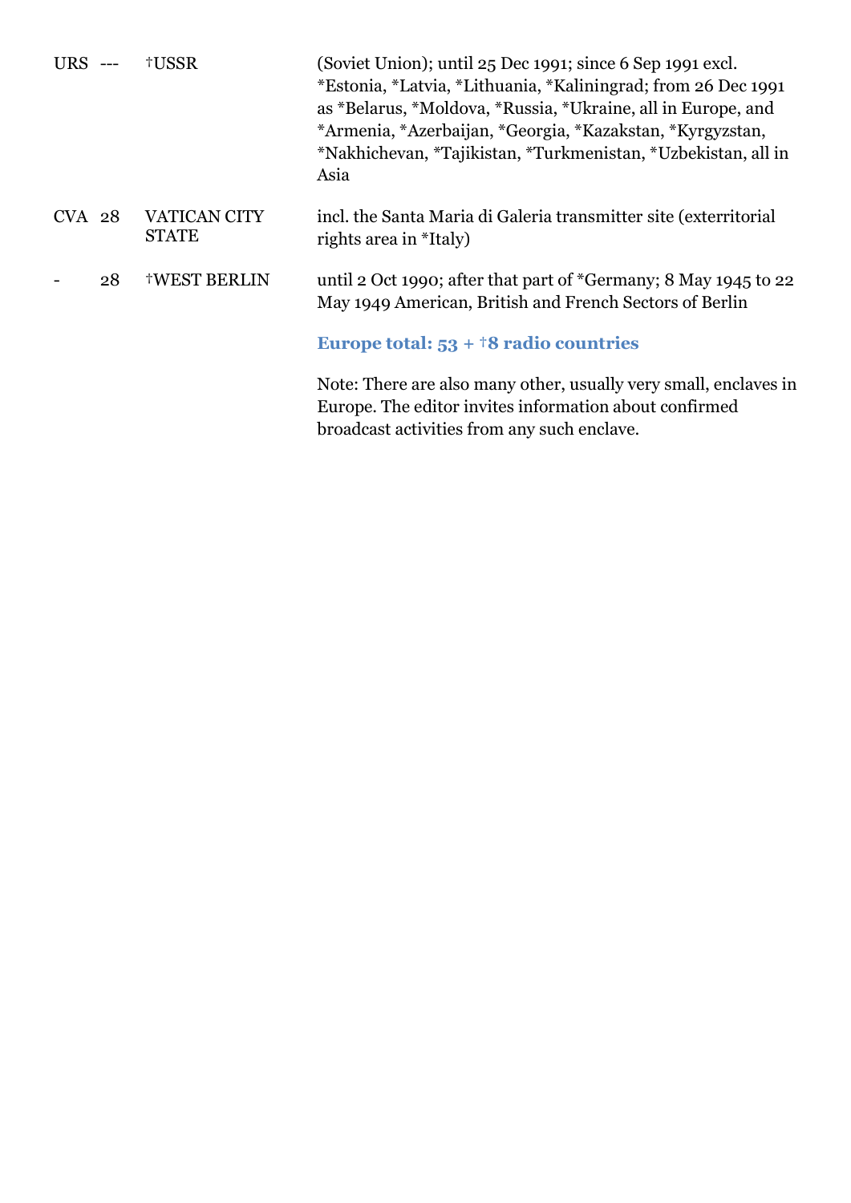| | | | |
|---|---|---|---|
| URS | --- | †USSR | (Soviet Union); until 25 Dec 1991; since 6 Sep 1991 excl. *Estonia, *Latvia, *Lithuania, *Kaliningrad; from 26 Dec 1991 as *Belarus, *Moldova, *Russia, *Ukraine, all in Europe, and *Armenia, *Azerbaijan, *Georgia, *Kazakstan, *Kyrgyzstan, *Nakhichevan, *Tajikistan, *Turkmenistan, *Uzbekistan, all in Asia |
| CVA | 28 | VATICAN CITY STATE | incl. the Santa Maria di Galeria transmitter site (exterritorial rights area in *Italy) |
| - | 28 | †WEST BERLIN | until 2 Oct 1990; after that part of *Germany; 8 May 1945 to 22 May 1949 American, British and French Sectors of Berlin |

**Europe total: 53 + †8 radio countries**

Note: There are also many other, usually very small, enclaves in Europe. The editor invites information about confirmed broadcast activities from any such enclave.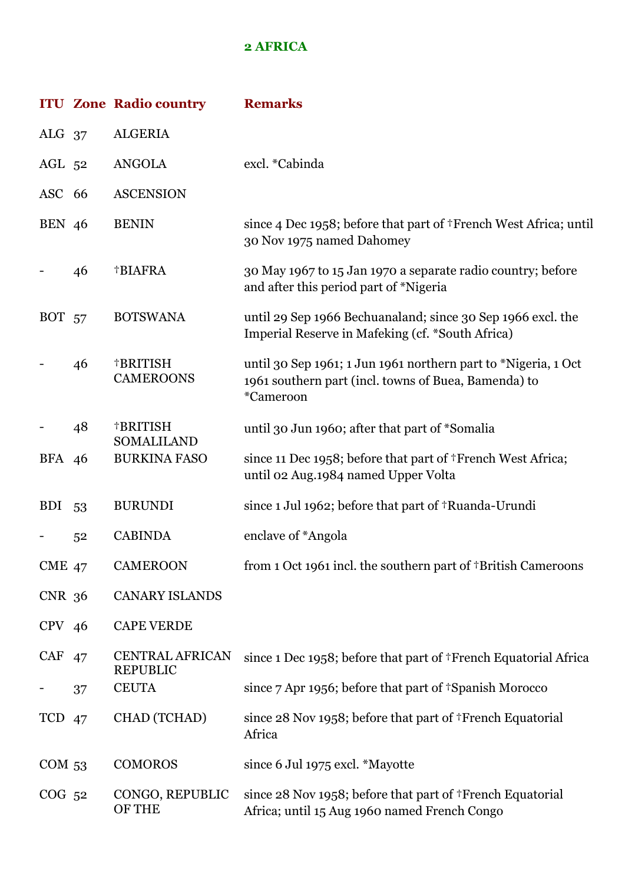## 2 AFRICA

| ITU | Zone | Radio country | Remarks |
|---|---|---|---|
| ALG | 37 | ALGERIA | |
| AGL | 52 | ANGOLA | excl. *Cabinda |
| ASC | 66 | ASCENSION | |
| BEN | 46 | BENIN | since 4 Dec 1958; before that part of †French West Africa; until 30 Nov 1975 named Dahomey |
| - | 46 | †BIAFRA | 30 May 1967 to 15 Jan 1970 a separate radio country; before and after this period part of *Nigeria |
| BOT | 57 | BOTSWANA | until 29 Sep 1966 Bechuanaland; since 30 Sep 1966 excl. the Imperial Reserve in Mafeking (cf. *South Africa) |
| - | 46 | †BRITISH CAMEROONS | until 30 Sep 1961; 1 Jun 1961 northern part to *Nigeria, 1 Oct 1961 southern part (incl. towns of Buea, Bamenda) to *Cameroon |
| - | 48 | †BRITISH SOMALILAND | until 30 Jun 1960; after that part of *Somalia |
| BFA | 46 | BURKINA FASO | since 11 Dec 1958; before that part of †French West Africa; until 02 Aug.1984 named Upper Volta |
| BDI | 53 | BURUNDI | since 1 Jul 1962; before that part of †Ruanda-Urundi |
| - | 52 | CABINDA | enclave of *Angola |
| CME | 47 | CAMEROON | from 1 Oct 1961 incl. the southern part of †British Cameroons |
| CNR | 36 | CANARY ISLANDS | |
| CPV | 46 | CAPE VERDE | |
| CAF | 47 | CENTRAL AFRICAN REPUBLIC | since 1 Dec 1958; before that part of †French Equatorial Africa |
| - | 37 | CEUTA | since 7 Apr 1956; before that part of †Spanish Morocco |
| TCD | 47 | CHAD (TCHAD) | since 28 Nov 1958; before that part of †French Equatorial Africa |
| COM | 53 | COMOROS | since 6 Jul 1975 excl. *Mayotte |
| COG | 52 | CONGO, REPUBLIC OF THE | since 28 Nov 1958; before that part of †French Equatorial Africa; until 15 Aug 1960 named French Congo |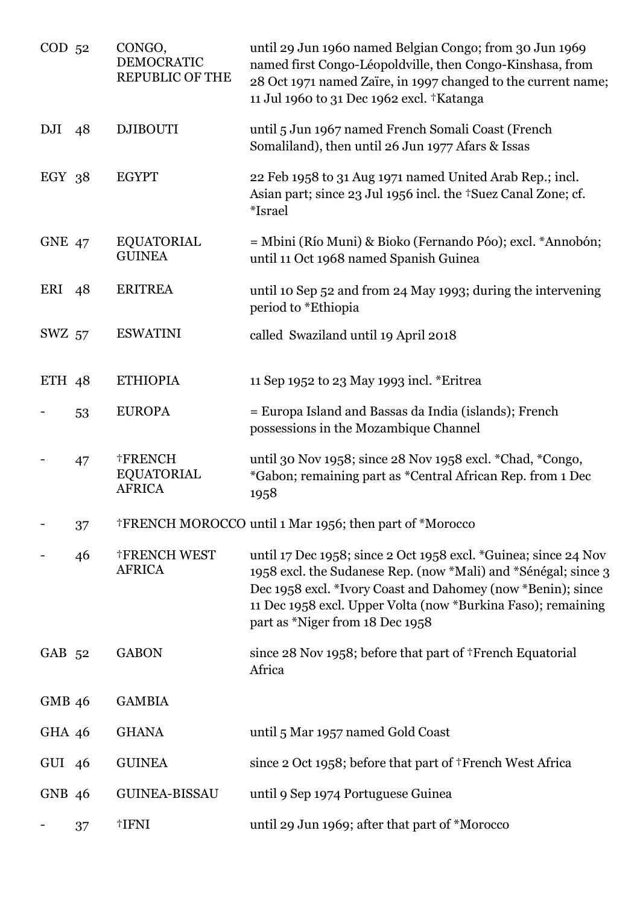| | | | |
|---|---|---|---|
| COD | 52 | CONGO, DEMOCRATIC REPUBLIC OF THE | until 29 Jun 1960 named Belgian Congo; from 30 Jun 1969 named first Congo-Léopoldville, then Congo-Kinshasa, from 28 Oct 1971 named Zaïre, in 1997 changed to the current name; 11 Jul 1960 to 31 Dec 1962 excl. †Katanga |
| DJI | 48 | DJIBOUTI | until 5 Jun 1967 named French Somali Coast (French Somaliland), then until 26 Jun 1977 Afars & Issas |
| EGY | 38 | EGYPT | 22 Feb 1958 to 31 Aug 1971 named United Arab Rep.; incl. Asian part; since 23 Jul 1956 incl. the †Suez Canal Zone; cf. *Israel |
| GNE | 47 | EQUATORIAL GUINEA | = Mbini (Río Muni) & Bioko (Fernando Póo); excl. *Annobón; until 11 Oct 1968 named Spanish Guinea |
| ERI | 48 | ERITREA | until 10 Sep 52 and from 24 May 1993; during the intervening period to *Ethiopia |
| SWZ | 57 | ESWATINI | called Swaziland until 19 April 2018 |
| ETH | 48 | ETHIOPIA | 11 Sep 1952 to 23 May 1993 incl. *Eritrea |
| - | 53 | EUROPA | = Europa Island and Bassas da India (islands); French possessions in the Mozambique Channel |
| - | 47 | †FRENCH EQUATORIAL AFRICA | until 30 Nov 1958; since 28 Nov 1958 excl. *Chad, *Congo, *Gabon; remaining part as *Central African Rep. from 1 Dec 1958 |
| - | 37 | †FRENCH MOROCCO | until 1 Mar 1956; then part of *Morocco |
| - | 46 | †FRENCH WEST AFRICA | until 17 Dec 1958; since 2 Oct 1958 excl. *Guinea; since 24 Nov 1958 excl. the Sudanese Rep. (now *Mali) and *Sénégal; since 3 Dec 1958 excl. *Ivory Coast and Dahomey (now *Benin); since 11 Dec 1958 excl. Upper Volta (now *Burkina Faso); remaining part as *Niger from 18 Dec 1958 |
| GAB | 52 | GABON | since 28 Nov 1958; before that part of †French Equatorial Africa |
| GMB | 46 | GAMBIA | |
| GHA | 46 | GHANA | until 5 Mar 1957 named Gold Coast |
| GUI | 46 | GUINEA | since 2 Oct 1958; before that part of †French West Africa |
| GNB | 46 | GUINEA-BISSAU | until 9 Sep 1974 Portuguese Guinea |
| - | 37 | †IFNI | until 29 Jun 1969; after that part of *Morocco |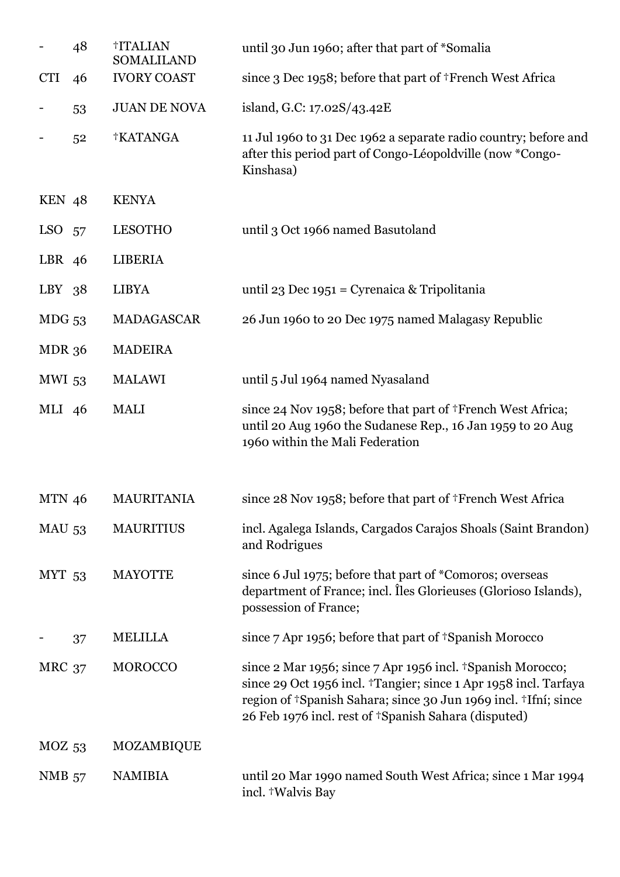| | | | |
|---|---|---|---|
| - | 48 | †ITALIAN SOMALILAND | until 30 Jun 1960; after that part of *Somalia |
| CTI | 46 | IVORY COAST | since 3 Dec 1958; before that part of †French West Africa |
| - | 53 | JUAN DE NOVA | island, G.C: 17.02S/43.42E |
| - | 52 | †KATANGA | 11 Jul 1960 to 31 Dec 1962 a separate radio country; before and after this period part of Congo-Léopoldville (now *Congo-Kinshasa) |
| KEN | 48 | KENYA | |
| LSO | 57 | LESOTHO | until 3 Oct 1966 named Basutoland |
| LBR | 46 | LIBERIA | |
| LBY | 38 | LIBYA | until 23 Dec 1951 = Cyrenaica & Tripolitania |
| MDG | 53 | MADAGASCAR | 26 Jun 1960 to 20 Dec 1975 named Malagasy Republic |
| MDR | 36 | MADEIRA | |
| MWI | 53 | MALAWI | until 5 Jul 1964 named Nyasaland |
| MLI | 46 | MALI | since 24 Nov 1958; before that part of †French West Africa; until 20 Aug 1960 the Sudanese Rep., 16 Jan 1959 to 20 Aug 1960 within the Mali Federation |
| MTN | 46 | MAURITANIA | since 28 Nov 1958; before that part of †French West Africa |
| MAU | 53 | MAURITIUS | incl. Agalega Islands, Cargados Carajos Shoals (Saint Brandon) and Rodrigues |
| MYT | 53 | MAYOTTE | since 6 Jul 1975; before that part of *Comoros; overseas department of France; incl. Îles Glorieuses (Glorioso Islands), possession of France; |
| - | 37 | MELILLA | since 7 Apr 1956; before that part of †Spanish Morocco |
| MRC | 37 | MOROCCO | since 2 Mar 1956; since 7 Apr 1956 incl. †Spanish Morocco; since 29 Oct 1956 incl. †Tangier; since 1 Apr 1958 incl. Tarfaya region of †Spanish Sahara; since 30 Jun 1969 incl. †Ifní; since 26 Feb 1976 incl. rest of †Spanish Sahara (disputed) |
| MOZ | 53 | MOZAMBIQUE | |
| NMB | 57 | NAMIBIA | until 20 Mar 1990 named South West Africa; since 1 Mar 1994 incl. †Walvis Bay |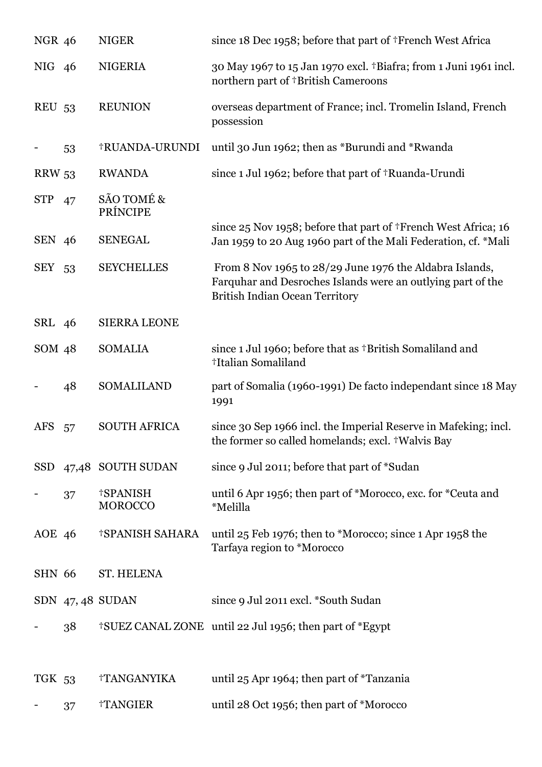| | | | |
|---|---|---|---|
| NGR | 46 | NIGER | since 18 Dec 1958; before that part of †French West Africa |
| NIG | 46 | NIGERIA | 30 May 1967 to 15 Jan 1970 excl. †Biafra; from 1 Juni 1961 incl. northern part of †British Cameroons |
| REU | 53 | REUNION | overseas department of France; incl. Tromelin Island, French possession |
| - | 53 | †RUANDA-URUNDI | until 30 Jun 1962; then as *Burundi and *Rwanda |
| RRW | 53 | RWANDA | since 1 Jul 1962; before that part of †Ruanda-Urundi |
| STP | 47 | SÃO TOMÉ & PRÍNCIPE | |
| SEN | 46 | SENEGAL | since 25 Nov 1958; before that part of †French West Africa; 16 Jan 1959 to 20 Aug 1960 part of the Mali Federation, cf. *Mali |
| SEY | 53 | SEYCHELLES | From 8 Nov 1965 to 28/29 June 1976 the Aldabra Islands, Farquhar and Desroches Islands were an outlying part of the British Indian Ocean Territory |
| SRL | 46 | SIERRA LEONE | |
| SOM | 48 | SOMALIA | since 1 Jul 1960; before that as †British Somaliland and †Italian Somaliland |
| - | 48 | SOMALILAND | part of Somalia (1960-1991) De facto independant since 18 May 1991 |
| AFS | 57 | SOUTH AFRICA | since 30 Sep 1966 incl. the Imperial Reserve in Mafeking; incl. the former so called homelands; excl. †Walvis Bay |
| SSD | 47,48 | SOUTH SUDAN | since 9 Jul 2011; before that part of *Sudan |
| - | 37 | †SPANISH MOROCCO | until 6 Apr 1956; then part of *Morocco, exc. for *Ceuta and *Melilla |
| AOE | 46 | †SPANISH SAHARA | until 25 Feb 1976; then to *Morocco; since 1 Apr 1958 the Tarfaya region to *Morocco |
| SHN | 66 | ST. HELENA | |
| SDN | 47, 48 | SUDAN | since 9 Jul 2011 excl. *South Sudan |
| - | 38 | †SUEZ CANAL ZONE | until 22 Jul 1956; then part of *Egypt |
| TGK | 53 | †TANGANYIKA | until 25 Apr 1964; then part of *Tanzania |
| - | 37 | †TANGIER | until 28 Oct 1956; then part of *Morocco |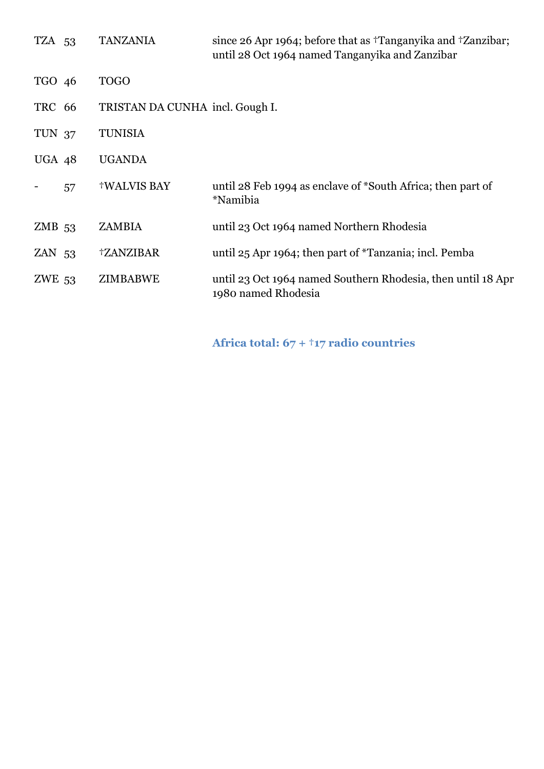| | | | |
|---|---|---|---|
| TZA | 53 | TANZANIA | since 26 Apr 1964; before that as †Tanganyika and †Zanzibar; until 28 Oct 1964 named Tanganyika and Zanzibar |
| TGO | 46 | TOGO | |
| TRC | 66 | TRISTAN DA CUNHA | incl. Gough I. |
| TUN | 37 | TUNISIA | |
| UGA | 48 | UGANDA | |
| - | 57 | †WALVIS BAY | until 28 Feb 1994 as enclave of *South Africa; then part of *Namibia |
| ZMB | 53 | ZAMBIA | until 23 Oct 1964 named Northern Rhodesia |
| ZAN | 53 | †ZANZIBAR | until 25 Apr 1964; then part of *Tanzania; incl. Pemba |
| ZWE | 53 | ZIMBABWE | until 23 Oct 1964 named Southern Rhodesia, then until 18 Apr 1980 named Rhodesia |

**Africa total: 67 + †17 radio countries**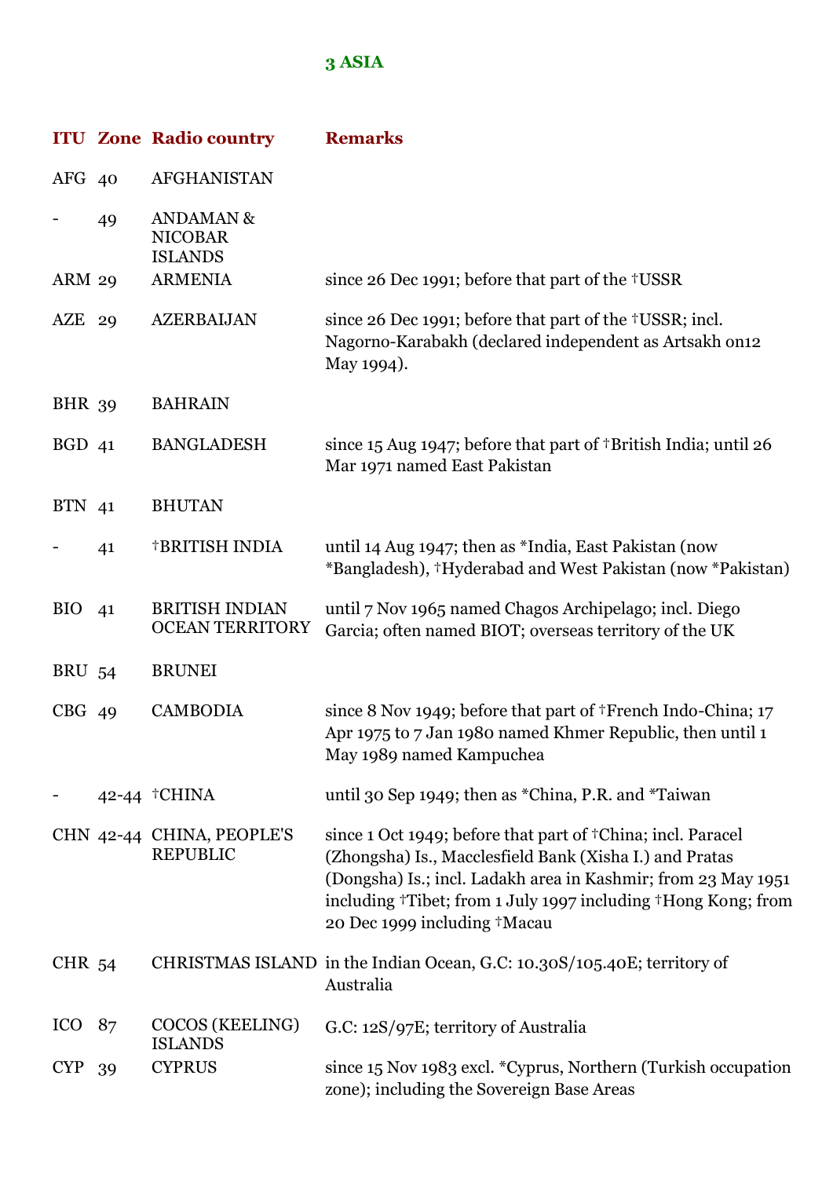# 3 ASIA

| ITU | Zone | Radio country | Remarks |
|---|---|---|---|
| AFG | 40 | AFGHANISTAN | |
| - | 49 | ANDAMAN & NICOBAR ISLANDS | |
| ARM | 29 | ARMENIA | since 26 Dec 1991; before that part of the †USSR |
| AZE | 29 | AZERBAIJAN | since 26 Dec 1991; before that part of the †USSR; incl. Nagorno-Karabakh (declared independent as Artsakh on12 May 1994). |
| BHR | 39 | BAHRAIN | |
| BGD | 41 | BANGLADESH | since 15 Aug 1947; before that part of †British India; until 26 Mar 1971 named East Pakistan |
| BTN | 41 | BHUTAN | |
| - | 41 | †BRITISH INDIA | until 14 Aug 1947; then as *India, East Pakistan (now *Bangladesh), †Hyderabad and West Pakistan (now *Pakistan) |
| BIO | 41 | BRITISH INDIAN OCEAN TERRITORY | until 7 Nov 1965 named Chagos Archipelago; incl. Diego Garcia; often named BIOT; overseas territory of the UK |
| BRU | 54 | BRUNEI | |
| CBG | 49 | CAMBODIA | since 8 Nov 1949; before that part of †French Indo-China; 17 Apr 1975 to 7 Jan 1980 named Khmer Republic, then until 1 May 1989 named Kampuchea |
| - | 42-44 | †CHINA | until 30 Sep 1949; then as *China, P.R. and *Taiwan |
| CHN | 42-44 | CHINA, PEOPLE'S REPUBLIC | since 1 Oct 1949; before that part of †China; incl. Paracel (Zhongsha) Is., Macclesfield Bank (Xisha I.) and Pratas (Dongsha) Is.; incl. Ladakh area in Kashmir; from 23 May 1951 including †Tibet; from 1 July 1997 including †Hong Kong; from 20 Dec 1999 including †Macau |
| CHR | 54 | CHRISTMAS ISLAND | in the Indian Ocean, G.C: 10.30S/105.40E; territory of Australia |
| ICO | 87 | COCOS (KEELING) ISLANDS | G.C: 12S/97E; territory of Australia |
| CYP | 39 | CYPRUS | since 15 Nov 1983 excl. *Cyprus, Northern (Turkish occupation zone); including the Sovereign Base Areas |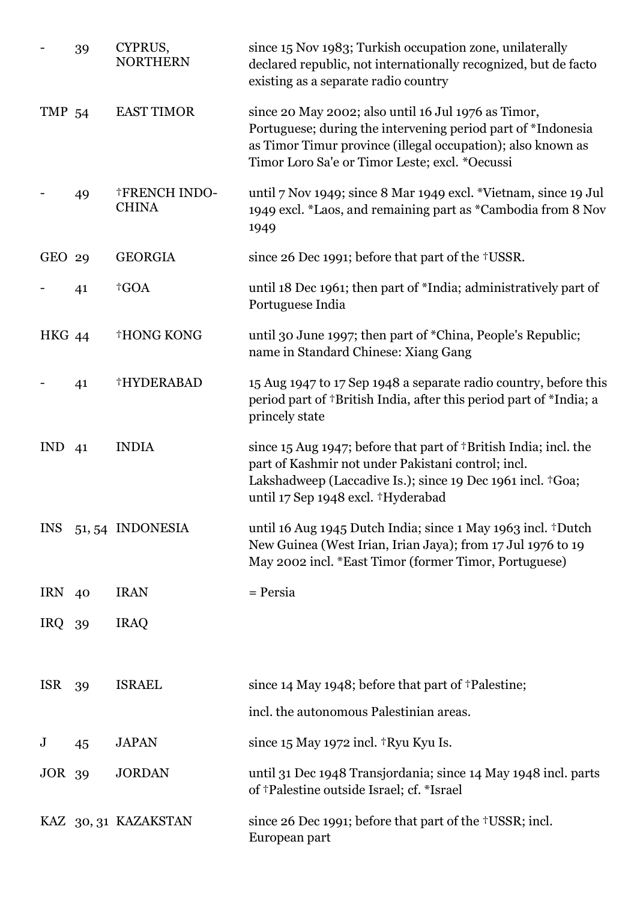| | | | |
|---|---|---|---|
| - | 39 | CYPRUS, NORTHERN | since 15 Nov 1983; Turkish occupation zone, unilaterally declared republic, not internationally recognized, but de facto existing as a separate radio country |
| TMP | 54 | EAST TIMOR | since 20 May 2002; also until 16 Jul 1976 as Timor, Portuguese; during the intervening period part of *Indonesia as Timor Timur province (illegal occupation); also known as Timor Loro Sa'e or Timor Leste; excl. *Oecussi |
| - | 49 | †FRENCH INDO-CHINA | until 7 Nov 1949; since 8 Mar 1949 excl. *Vietnam, since 19 Jul 1949 excl. *Laos, and remaining part as *Cambodia from 8 Nov 1949 |
| GEO | 29 | GEORGIA | since 26 Dec 1991; before that part of the †USSR. |
| - | 41 | †GOA | until 18 Dec 1961; then part of *India; administratively part of Portuguese India |
| HKG | 44 | †HONG KONG | until 30 June 1997; then part of *China, People's Republic; name in Standard Chinese: Xiang Gang |
| - | 41 | †HYDERABAD | 15 Aug 1947 to 17 Sep 1948 a separate radio country, before this period part of †British India, after this period part of *India; a princely state |
| IND | 41 | INDIA | since 15 Aug 1947; before that part of †British India; incl. the part of Kashmir not under Pakistani control; incl. Lakshadweep (Laccadive Is.); since 19 Dec 1961 incl. †Goa; until 17 Sep 1948 excl. †Hyderabad |
| INS | 51, 54 | INDONESIA | until 16 Aug 1945 Dutch India; since 1 May 1963 incl. †Dutch New Guinea (West Irian, Irian Jaya); from 17 Jul 1976 to 19 May 2002 incl. *East Timor (former Timor, Portuguese) |
| IRN | 40 | IRAN | = Persia |
| IRQ | 39 | IRAQ | |
| ISR | 39 | ISRAEL | since 14 May 1948; before that part of †Palestine; incl. the autonomous Palestinian areas. |
| J | 45 | JAPAN | since 15 May 1972 incl. †Ryu Kyu Is. |
| JOR | 39 | JORDAN | until 31 Dec 1948 Transjordania; since 14 May 1948 incl. parts of †Palestine outside Israel; cf. *Israel |
| KAZ | 30, 31 | KAZAKSTAN | since 26 Dec 1991; before that part of the †USSR; incl. European part |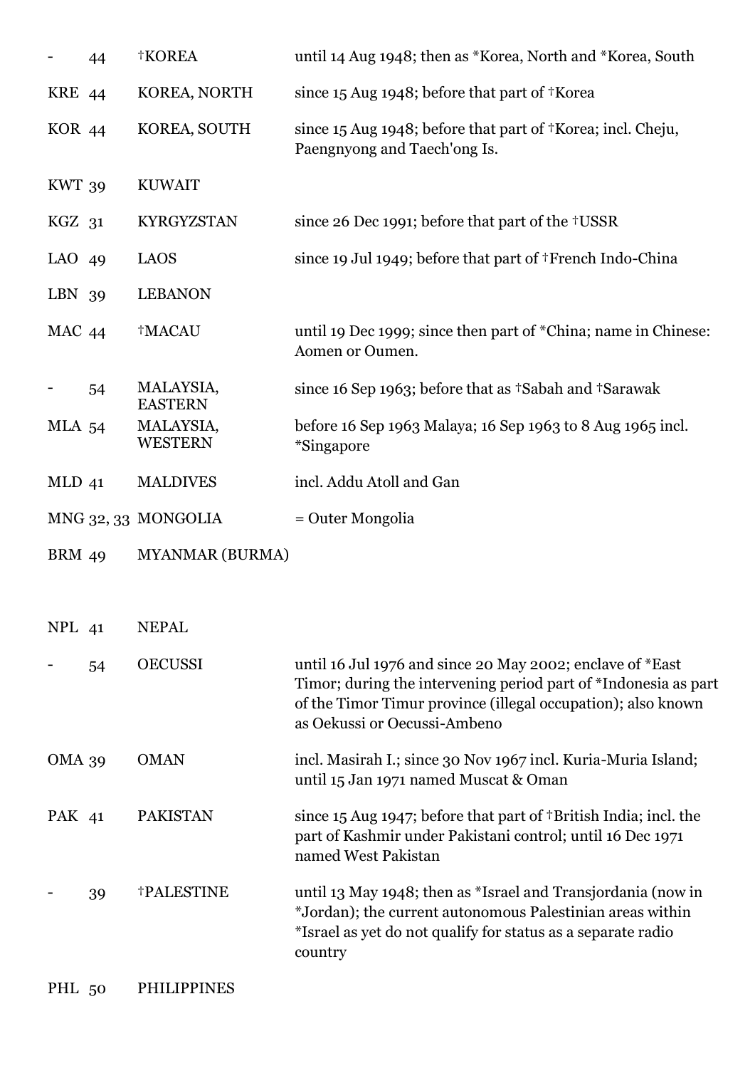| | | | |
|---|---|---|---|
| - | 44 | †KOREA | until 14 Aug 1948; then as *Korea, North and *Korea, South |
| KRE | 44 | KOREA, NORTH | since 15 Aug 1948; before that part of †Korea |
| KOR | 44 | KOREA, SOUTH | since 15 Aug 1948; before that part of †Korea; incl. Cheju, Paengnyong and Taech'ong Is. |
| KWT | 39 | KUWAIT | |
| KGZ | 31 | KYRGYZSTAN | since 26 Dec 1991; before that part of the †USSR |
| LAO | 49 | LAOS | since 19 Jul 1949; before that part of †French Indo-China |
| LBN | 39 | LEBANON | |
| MAC | 44 | †MACAU | until 19 Dec 1999; since then part of *China; name in Chinese: Aomen or Oumen. |
| - | 54 | MALAYSIA, EASTERN | since 16 Sep 1963; before that as †Sabah and †Sarawak |
| MLA | 54 | MALAYSIA, WESTERN | before 16 Sep 1963 Malaya; 16 Sep 1963 to 8 Aug 1965 incl. *Singapore |
| MLD | 41 | MALDIVES | incl. Addu Atoll and Gan |
| MNG | 32, 33 | MONGOLIA | = Outer Mongolia |
| BRM | 49 | MYANMAR (BURMA) | |
| NPL | 41 | NEPAL | |
| - | 54 | OECUSSI | until 16 Jul 1976 and since 20 May 2002; enclave of *East Timor; during the intervening period part of *Indonesia as part of the Timor Timur province (illegal occupation); also known as Oekussi or Oecussi-Ambeno |
| OMA | 39 | OMAN | incl. Masirah I.; since 30 Nov 1967 incl. Kuria-Muria Island; until 15 Jan 1971 named Muscat & Oman |
| PAK | 41 | PAKISTAN | since 15 Aug 1947; before that part of †British India; incl. the part of Kashmir under Pakistani control; until 16 Dec 1971 named West Pakistan |
| - | 39 | †PALESTINE | until 13 May 1948; then as *Israel and Transjordania (now in *Jordan); the current autonomous Palestinian areas within *Israel as yet do not qualify for status as a separate radio country |
| PHL | 50 | PHILIPPINES | |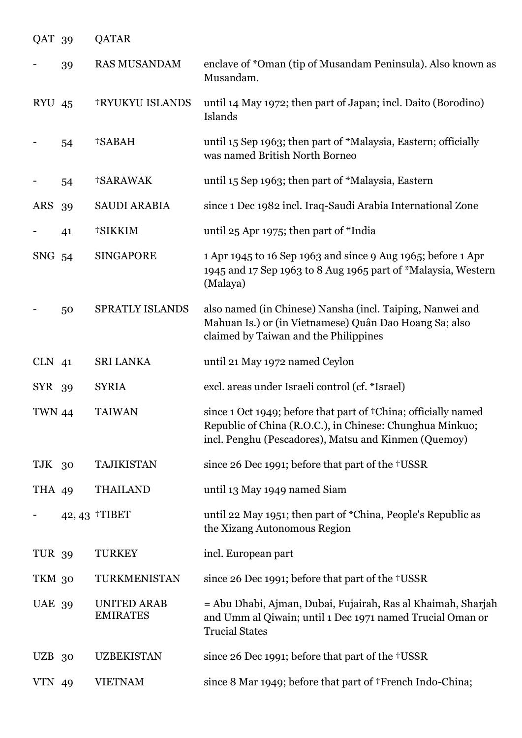| | | | |
|---|---|---|---|
| QAT | 39 | QATAR | |
| - | 39 | RAS MUSANDAM | enclave of *Oman (tip of Musandam Peninsula). Also known as Musandam. |
| RYU | 45 | †RYUKYU ISLANDS | until 14 May 1972; then part of Japan; incl. Daito (Borodino) Islands |
| - | 54 | †SABAH | until 15 Sep 1963; then part of *Malaysia, Eastern; officially was named British North Borneo |
| - | 54 | †SARAWAK | until 15 Sep 1963; then part of *Malaysia, Eastern |
| ARS | 39 | SAUDI ARABIA | since 1 Dec 1982 incl. Iraq-Saudi Arabia International Zone |
| - | 41 | †SIKKIM | until 25 Apr 1975; then part of *India |
| SNG | 54 | SINGAPORE | 1 Apr 1945 to 16 Sep 1963 and since 9 Aug 1965; before 1 Apr 1945 and 17 Sep 1963 to 8 Aug 1965 part of *Malaysia, Western (Malaya) |
| - | 50 | SPRATLY ISLANDS | also named (in Chinese) Nansha (incl. Taiping, Nanwei and Mahuan Is.) or (in Vietnamese) Quân Dao Hoang Sa; also claimed by Taiwan and the Philippines |
| CLN | 41 | SRI LANKA | until 21 May 1972 named Ceylon |
| SYR | 39 | SYRIA | excl. areas under Israeli control (cf. *Israel) |
| TWN | 44 | TAIWAN | since 1 Oct 1949; before that part of †China; officially named Republic of China (R.O.C.), in Chinese: Chunghua Minkuo; incl. Penghu (Pescadores), Matsu and Kinmen (Quemoy) |
| TJK | 30 | TAJIKISTAN | since 26 Dec 1991; before that part of the †USSR |
| THA | 49 | THAILAND | until 13 May 1949 named Siam |
| - | 42, 43 | †TIBET | until 22 May 1951; then part of *China, People's Republic as the Xizang Autonomous Region |
| TUR | 39 | TURKEY | incl. European part |
| TKM | 30 | TURKMENISTAN | since 26 Dec 1991; before that part of the †USSR |
| UAE | 39 | UNITED ARAB EMIRATES | = Abu Dhabi, Ajman, Dubai, Fujairah, Ras al Khaimah, Sharjah and Umm al Qiwain; until 1 Dec 1971 named Trucial Oman or Trucial States |
| UZB | 30 | UZBEKISTAN | since 26 Dec 1991; before that part of the †USSR |
| VTN | 49 | VIETNAM | since 8 Mar 1949; before that part of †French Indo-China; |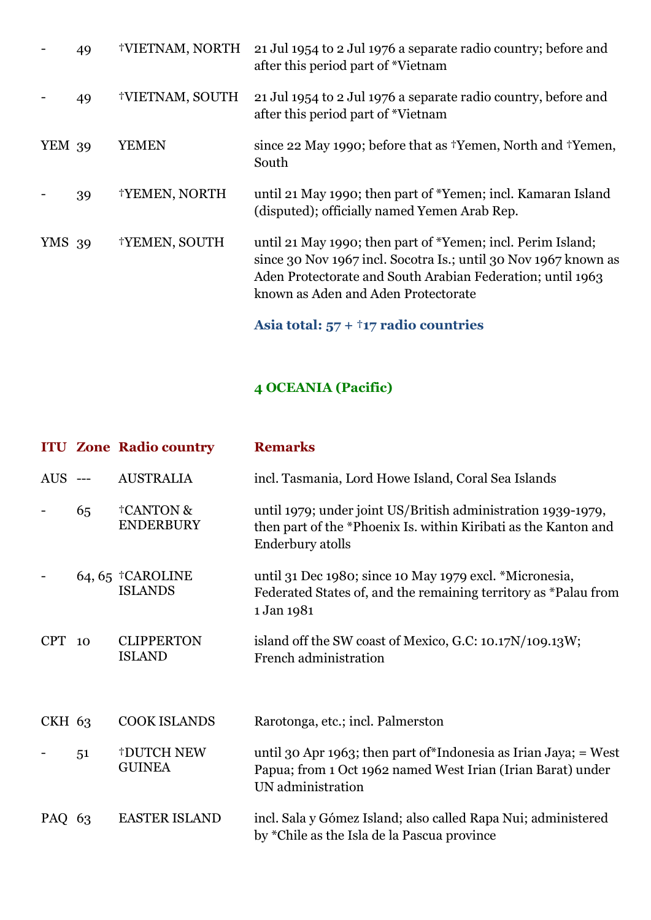| | | | |
|---|---|---|---|
| - | 49 | †VIETNAM, NORTH | 21 Jul 1954 to 2 Jul 1976 a separate radio country; before and after this period part of *Vietnam |
| - | 49 | †VIETNAM, SOUTH | 21 Jul 1954 to 2 Jul 1976 a separate radio country, before and after this period part of *Vietnam |
| YEM | 39 | YEMEN | since 22 May 1990; before that as †Yemen, North and †Yemen, South |
| - | 39 | †YEMEN, NORTH | until 21 May 1990; then part of *Yemen; incl. Kamaran Island (disputed); officially named Yemen Arab Rep. |
| YMS | 39 | †YEMEN, SOUTH | until 21 May 1990; then part of *Yemen; incl. Perim Island; since 30 Nov 1967 incl. Socotra Is.; until 30 Nov 1967 known as Aden Protectorate and South Arabian Federation; until 1963 known as Aden and Aden Protectorate |

**Asia total: 57 + †17 radio countries**

## 4 OCEANIA (Pacific)

| ITU | Zone | Radio country | Remarks |
|---|---|---|---|
| AUS | --- | AUSTRALIA | incl. Tasmania, Lord Howe Island, Coral Sea Islands |
| - | 65 | †CANTON & ENDERBURY | until 1979; under joint US/British administration 1939-1979, then part of the *Phoenix Is. within Kiribati as the Kanton and Enderbury atolls |
| - | 64, 65 | †CAROLINE ISLANDS | until 31 Dec 1980; since 10 May 1979 excl. *Micronesia, Federated States of, and the remaining territory as *Palau from 1 Jan 1981 |
| CPT | 10 | CLIPPERTON ISLAND | island off the SW coast of Mexico, G.C: 10.17N/109.13W; French administration |
| CKH | 63 | COOK ISLANDS | Rarotonga, etc.; incl. Palmerston |
| - | 51 | †DUTCH NEW GUINEA | until 30 Apr 1963; then part of*Indonesia as Irian Jaya; = West Papua; from 1 Oct 1962 named West Irian (Irian Barat) under UN administration |
| PAQ | 63 | EASTER ISLAND | incl. Sala y Gómez Island; also called Rapa Nui; administered by *Chile as the Isla de la Pascua province |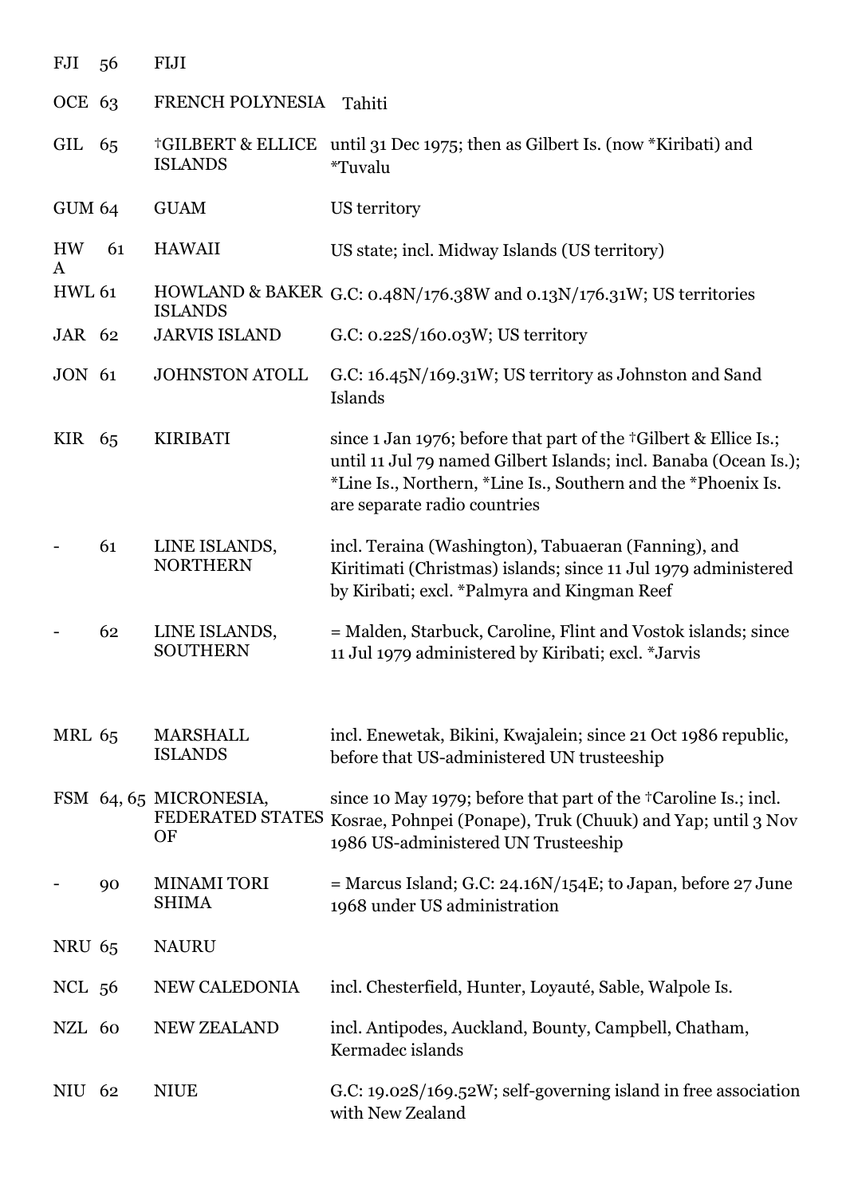| | | | |
|---|---|---|---|
| FJI | 56 | FIJI | |
| OCE | 63 | FRENCH POLYNESIA | Tahiti |
| GIL | 65 | †GILBERT & ELLICE ISLANDS | until 31 Dec 1975; then as Gilbert Is. (now *Kiribati) and *Tuvalu |
| GUM | 64 | GUAM | US territory |
| HWA | 61 | HAWAII | US state; incl. Midway Islands (US territory) |
| HWL | 61 | HOWLAND & BAKER ISLANDS | G.C: 0.48N/176.38W and 0.13N/176.31W; US territories |
| JAR | 62 | JARVIS ISLAND | G.C: 0.22S/160.03W; US territory |
| JON | 61 | JOHNSTON ATOLL | G.C: 16.45N/169.31W; US territory as Johnston and Sand Islands |
| KIR | 65 | KIRIBATI | since 1 Jan 1976; before that part of the †Gilbert & Ellice Is.; until 11 Jul 79 named Gilbert Islands; incl. Banaba (Ocean Is.); *Line Is., Northern, *Line Is., Southern and the *Phoenix Is. are separate radio countries |
| - | 61 | LINE ISLANDS, NORTHERN | incl. Teraina (Washington), Tabuaeran (Fanning), and Kiritimati (Christmas) islands; since 11 Jul 1979 administered by Kiribati; excl. *Palmyra and Kingman Reef |
| - | 62 | LINE ISLANDS, SOUTHERN | = Malden, Starbuck, Caroline, Flint and Vostok islands; since 11 Jul 1979 administered by Kiribati; excl. *Jarvis |
| MRL | 65 | MARSHALL ISLANDS | incl. Enewetak, Bikini, Kwajalein; since 21 Oct 1986 republic, before that US-administered UN trusteeship |
| FSM | 64, 65 | MICRONESIA, FEDERATED STATES OF | since 10 May 1979; before that part of the †Caroline Is.; incl. Kosrae, Pohnpei (Ponape), Truk (Chuuk) and Yap; until 3 Nov 1986 US-administered UN Trusteeship |
| - | 90 | MINAMI TORI SHIMA | = Marcus Island; G.C: 24.16N/154E; to Japan, before 27 June 1968 under US administration |
| NRU | 65 | NAURU | |
| NCL | 56 | NEW CALEDONIA | incl. Chesterfield, Hunter, Loyauté, Sable, Walpole Is. |
| NZL | 60 | NEW ZEALAND | incl. Antipodes, Auckland, Bounty, Campbell, Chatham, Kermadec islands |
| NIU | 62 | NIUE | G.C: 19.02S/169.52W; self-governing island in free association with New Zealand |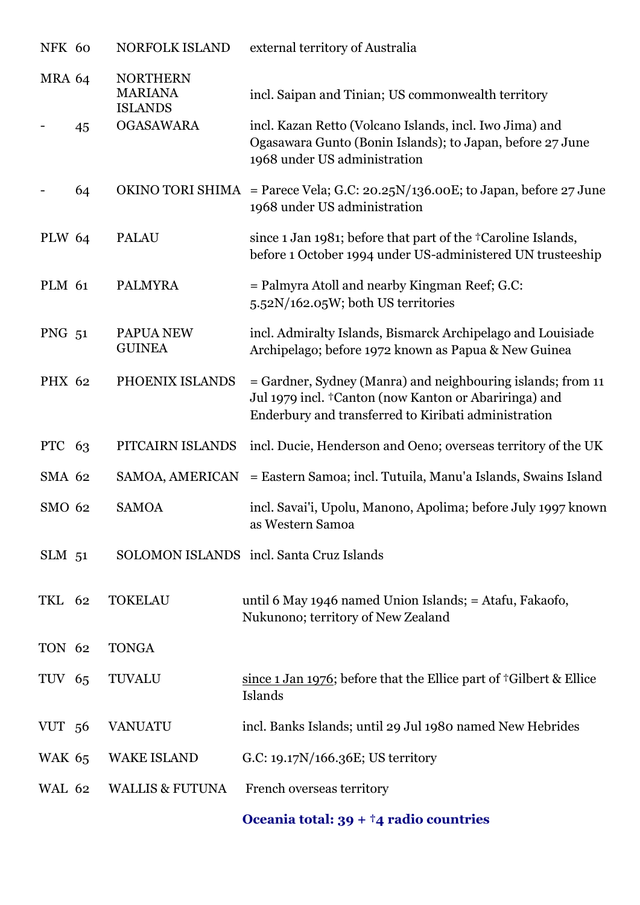| | | | |
|---|---|---|---|
| NFK | 60 | NORFOLK ISLAND | external territory of Australia |
| MRA | 64 | NORTHERN MARIANA ISLANDS | incl. Saipan and Tinian; US commonwealth territory |
| - | 45 | OGASAWARA | incl. Kazan Retto (Volcano Islands, incl. Iwo Jima) and Ogasawara Gunto (Bonin Islands); to Japan, before 27 June 1968 under US administration |
| - | 64 | OKINO TORI SHIMA | = Parece Vela; G.C: 20.25N/136.00E; to Japan, before 27 June 1968 under US administration |
| PLW | 64 | PALAU | since 1 Jan 1981; before that part of the †Caroline Islands, before 1 October 1994 under US-administered UN trusteeship |
| PLM | 61 | PALMYRA | = Palmyra Atoll and nearby Kingman Reef; G.C: 5.52N/162.05W; both US territories |
| PNG | 51 | PAPUA NEW GUINEA | incl. Admiralty Islands, Bismarck Archipelago and Louisiade Archipelago; before 1972 known as Papua & New Guinea |
| PHX | 62 | PHOENIX ISLANDS | = Gardner, Sydney (Manra) and neighbouring islands; from 11 Jul 1979 incl. †Canton (now Kanton or Abariringa) and Enderbury and transferred to Kiribati administration |
| PTC | 63 | PITCAIRN ISLANDS | incl. Ducie, Henderson and Oeno; overseas territory of the UK |
| SMA | 62 | SAMOA, AMERICAN | = Eastern Samoa; incl. Tutuila, Manu'a Islands, Swains Island |
| SMO | 62 | SAMOA | incl. Savai'i, Upolu, Manono, Apolima; before July 1997 known as Western Samoa |
| SLM | 51 | SOLOMON ISLANDS | incl. Santa Cruz Islands |
| TKL | 62 | TOKELAU | until 6 May 1946 named Union Islands; = Atafu, Fakaofo, Nukunono; territory of New Zealand |
| TON | 62 | TONGA | |
| TUV | 65 | TUVALU | since 1 Jan 1976; before that the Ellice part of †Gilbert & Ellice Islands |
| VUT | 56 | VANUATU | incl. Banks Islands; until 29 Jul 1980 named New Hebrides |
| WAK | 65 | WAKE ISLAND | G.C: 19.17N/166.36E; US territory |
| WAL | 62 | WALLIS & FUTUNA | French overseas territory |

**Oceania total: 39 + †4 radio countries**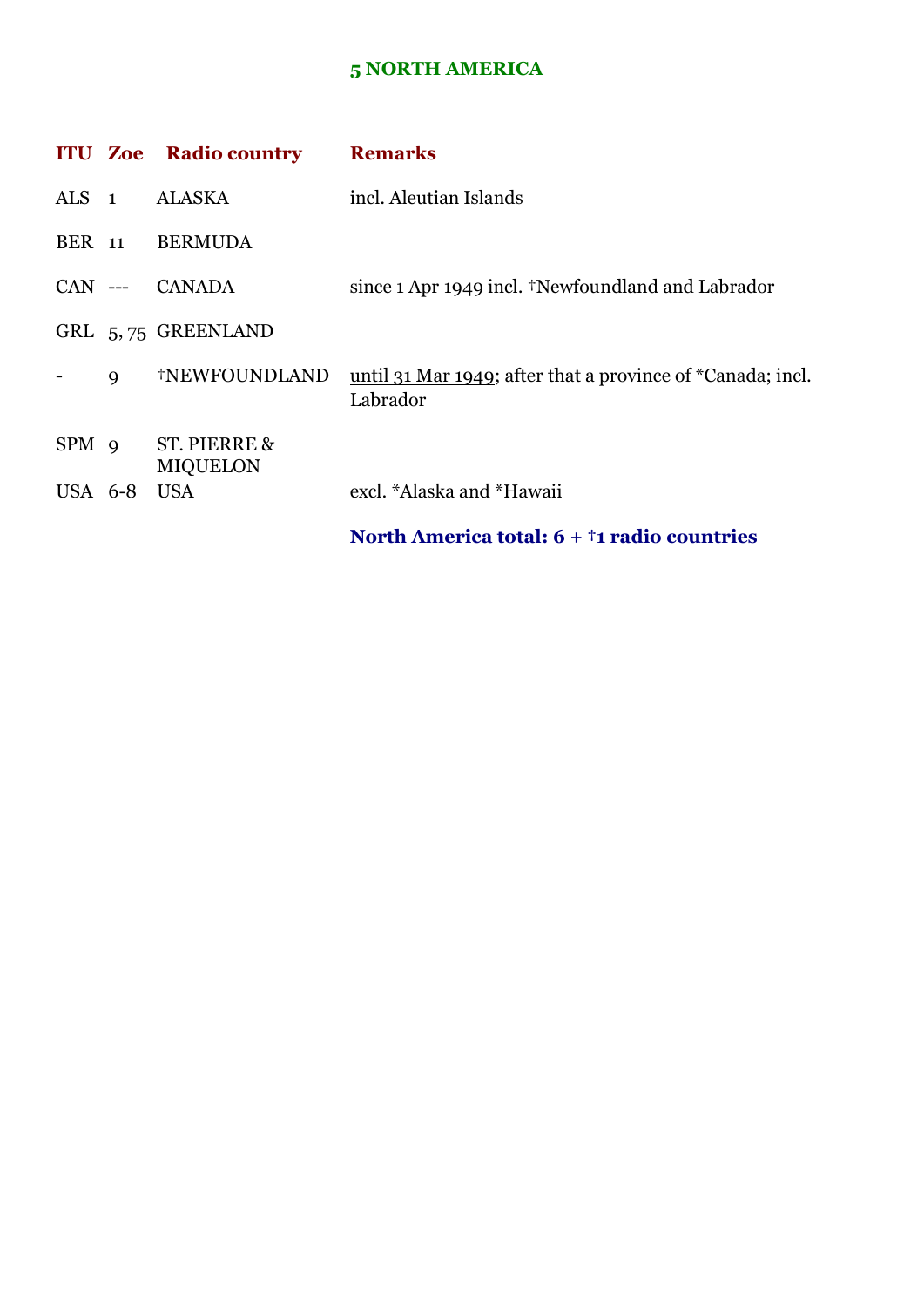## 5 NORTH AMERICA

| ITU | Zoe | Radio country | Remarks |
|---|---|---|---|
| ALS | 1 | ALASKA | incl. Aleutian Islands |
| BER | 11 | BERMUDA | |
| CAN | --- | CANADA | since 1 Apr 1949 incl. †Newfoundland and Labrador |
| GRL | 5, 75 | GREENLAND | |
| - | 9 | †NEWFOUNDLAND | until 31 Mar 1949; after that a province of *Canada; incl. Labrador |
| SPM | 9 | ST. PIERRE & MIQUELON | |
| USA | 6-8 | USA | excl. *Alaska and *Hawaii |

**North America total: 6 + †1 radio countries**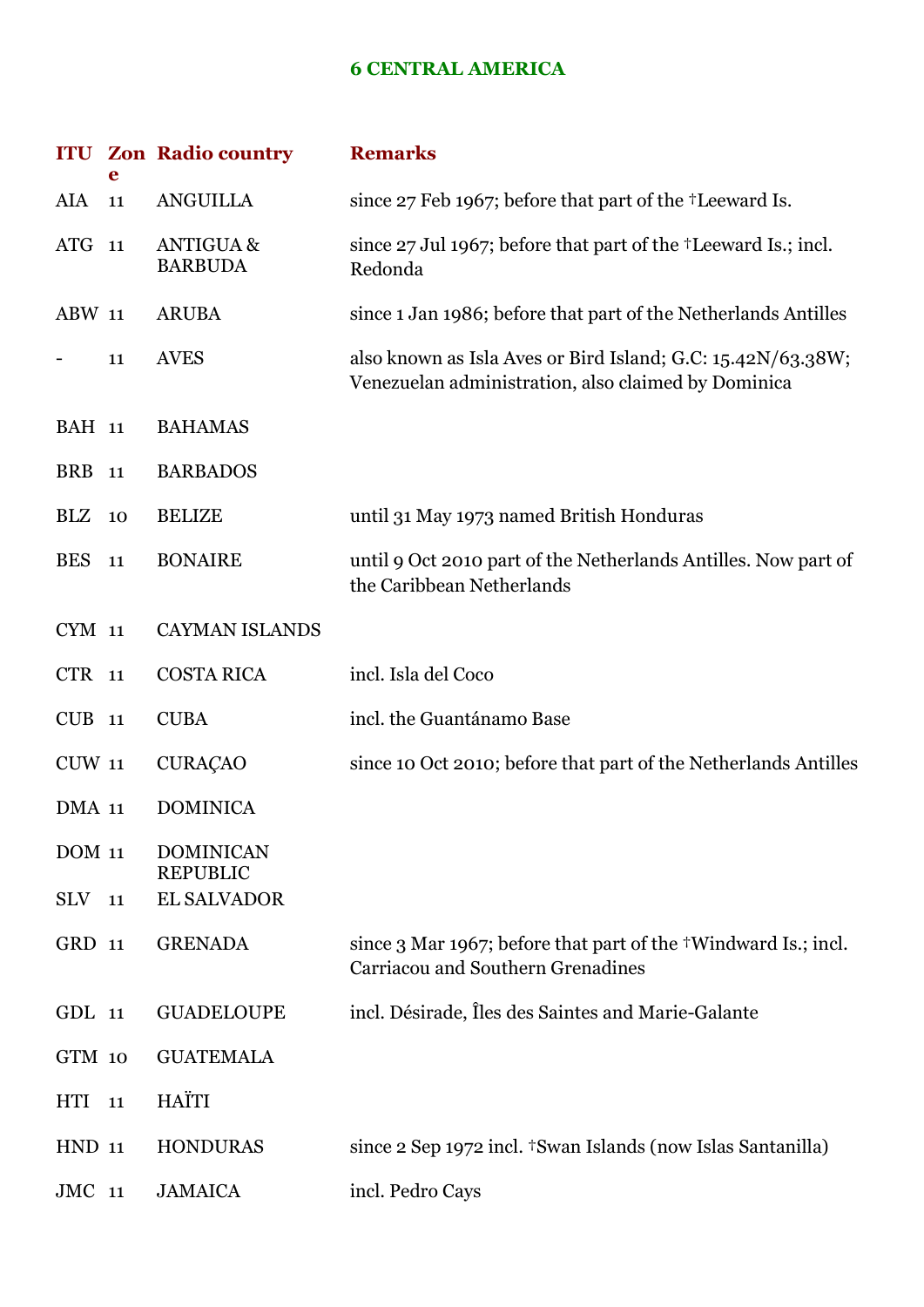## 6 CENTRAL AMERICA

| ITU | Zone | Radio country | Remarks |
|---|---|---|---|
| AIA | 11 | ANGUILLA | since 27 Feb 1967; before that part of the †Leeward Is. |
| ATG | 11 | ANTIGUA & BARBUDA | since 27 Jul 1967; before that part of the †Leeward Is.; incl. Redonda |
| ABW | 11 | ARUBA | since 1 Jan 1986; before that part of the Netherlands Antilles |
| - | 11 | AVES | also known as Isla Aves or Bird Island; G.C: 15.42N/63.38W; Venezuelan administration, also claimed by Dominica |
| BAH | 11 | BAHAMAS | |
| BRB | 11 | BARBADOS | |
| BLZ | 10 | BELIZE | until 31 May 1973 named British Honduras |
| BES | 11 | BONAIRE | until 9 Oct 2010 part of the Netherlands Antilles. Now part of the Caribbean Netherlands |
| CYM | 11 | CAYMAN ISLANDS | |
| CTR | 11 | COSTA RICA | incl. Isla del Coco |
| CUB | 11 | CUBA | incl. the Guantánamo Base |
| CUW | 11 | CURAÇAO | since 10 Oct 2010; before that part of the Netherlands Antilles |
| DMA | 11 | DOMINICA | |
| DOM | 11 | DOMINICAN REPUBLIC | |
| SLV | 11 | EL SALVADOR | |
| GRD | 11 | GRENADA | since 3 Mar 1967; before that part of the †Windward Is.; incl. Carriacou and Southern Grenadines |
| GDL | 11 | GUADELOUPE | incl. Désirade, Îles des Saintes and Marie-Galante |
| GTM | 10 | GUATEMALA | |
| HTI | 11 | HAÏTI | |
| HND | 11 | HONDURAS | since 2 Sep 1972 incl. †Swan Islands (now Islas Santanilla) |
| JMC | 11 | JAMAICA | incl. Pedro Cays |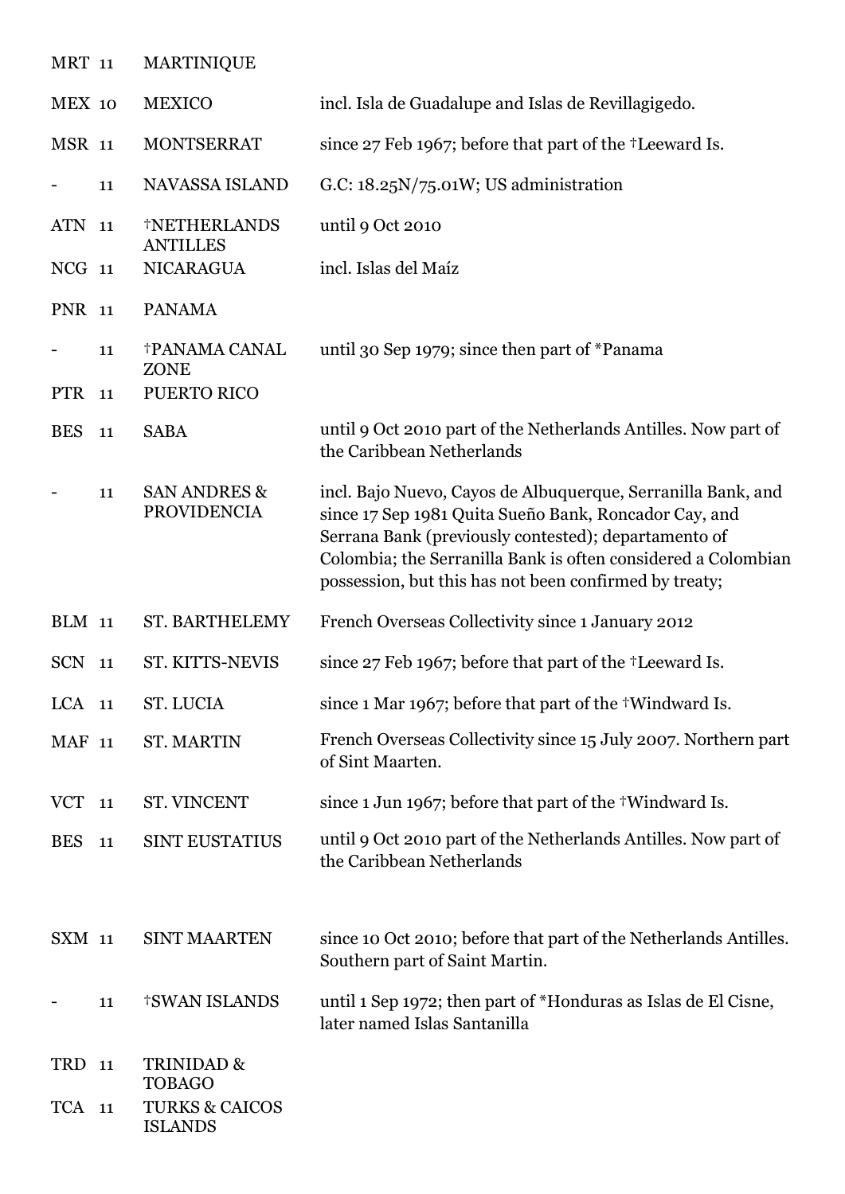| | | | |
|---|---|---|---|
| MRT | 11 | MARTINIQUE | |
| MEX | 10 | MEXICO | incl. Isla de Guadalupe and Islas de Revillagigedo. |
| MSR | 11 | MONTSERRAT | since 27 Feb 1967; before that part of the †Leeward Is. |
| - | 11 | NAVASSA ISLAND | G.C: 18.25N/75.01W; US administration |
| ATN | 11 | †NETHERLANDS ANTILLES | until 9 Oct 2010 |
| NCG | 11 | NICARAGUA | incl. Islas del Maíz |
| PNR | 11 | PANAMA | |
| - | 11 | †PANAMA CANAL ZONE | until 30 Sep 1979; since then part of *Panama |
| PTR | 11 | PUERTO RICO | |
| BES | 11 | SABA | until 9 Oct 2010 part of the Netherlands Antilles. Now part of the Caribbean Netherlands |
| - | 11 | SAN ANDRES & PROVIDENCIA | incl. Bajo Nuevo, Cayos de Albuquerque, Serranilla Bank, and since 17 Sep 1981 Quita Sueño Bank, Roncador Cay, and Serrana Bank (previously contested); departamento of Colombia; the Serranilla Bank is often considered a Colombian possession, but this has not been confirmed by treaty; |
| BLM | 11 | ST. BARTHELEMY | French Overseas Collectivity since 1 January 2012 |
| SCN | 11 | ST. KITTS-NEVIS | since 27 Feb 1967; before that part of the †Leeward Is. |
| LCA | 11 | ST. LUCIA | since 1 Mar 1967; before that part of the †Windward Is. |
| MAF | 11 | ST. MARTIN | French Overseas Collectivity since 15 July 2007. Northern part of Sint Maarten. |
| VCT | 11 | ST. VINCENT | since 1 Jun 1967; before that part of the †Windward Is. |
| BES | 11 | SINT EUSTATIUS | until 9 Oct 2010 part of the Netherlands Antilles. Now part of the Caribbean Netherlands |
| SXM | 11 | SINT MAARTEN | since 10 Oct 2010; before that part of the Netherlands Antilles. Southern part of Saint Martin. |
| - | 11 | †SWAN ISLANDS | until 1 Sep 1972; then part of *Honduras as Islas de El Cisne, later named Islas Santanilla |
| TRD | 11 | TRINIDAD & TOBAGO | |
| TCA | 11 | TURKS & CAICOS ISLANDS | |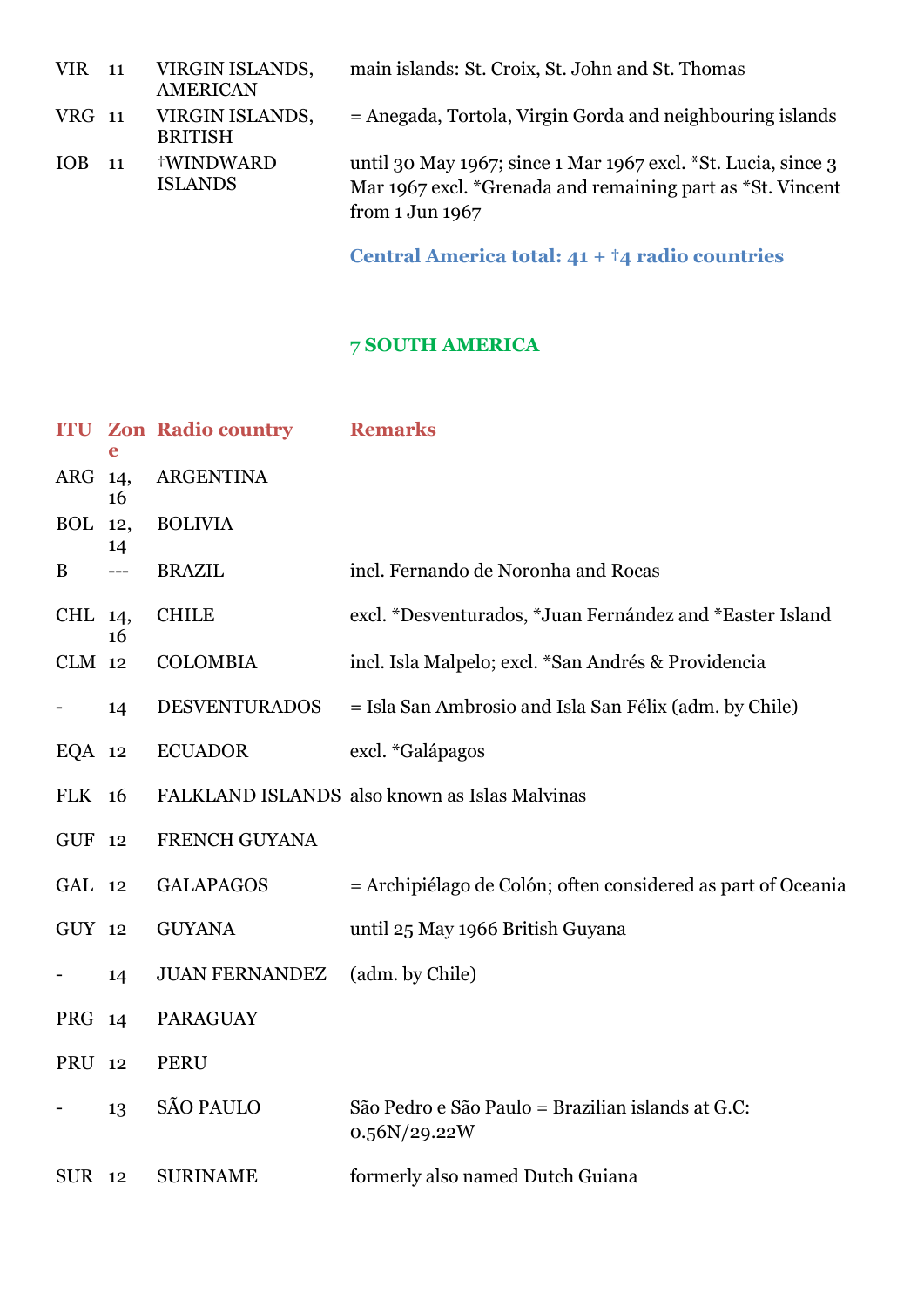| | | | |
|---|---|---|---|
| VIR | 11 | VIRGIN ISLANDS, AMERICAN | main islands: St. Croix, St. John and St. Thomas |
| VRG | 11 | VIRGIN ISLANDS, BRITISH | = Anegada, Tortola, Virgin Gorda and neighbouring islands |
| IOB | 11 | †WINDWARD ISLANDS | until 30 May 1967; since 1 Mar 1967 excl. *St. Lucia, since 3 Mar 1967 excl. *Grenada and remaining part as *St. Vincent from 1 Jun 1967 |

**Central America total: 41 + †4 radio countries**

## 7 SOUTH AMERICA

| ITU | Zone | Radio country | Remarks |
|---|---|---|---|
| ARG | 14, 16 | ARGENTINA | |
| BOL | 12, 14 | BOLIVIA | |
| B | --- | BRAZIL | incl. Fernando de Noronha and Rocas |
| CHL | 14, 16 | CHILE | excl. *Desventurados, *Juan Fernández and *Easter Island |
| CLM | 12 | COLOMBIA | incl. Isla Malpelo; excl. *San Andrés & Providencia |
| - | 14 | DESVENTURADOS | = Isla San Ambrosio and Isla San Félix (adm. by Chile) |
| EQA | 12 | ECUADOR | excl. *Galápagos |
| FLK | 16 | FALKLAND ISLANDS | also known as Islas Malvinas |
| GUF | 12 | FRENCH GUYANA | |
| GAL | 12 | GALAPAGOS | = Archipiélago de Colón; often considered as part of Oceania |
| GUY | 12 | GUYANA | until 25 May 1966 British Guyana |
| - | 14 | JUAN FERNANDEZ | (adm. by Chile) |
| PRG | 14 | PARAGUAY | |
| PRU | 12 | PERU | |
| - | 13 | SÃO PAULO | São Pedro e São Paulo = Brazilian islands at G.C: 0.56N/29.22W |
| SUR | 12 | SURINAME | formerly also named Dutch Guiana |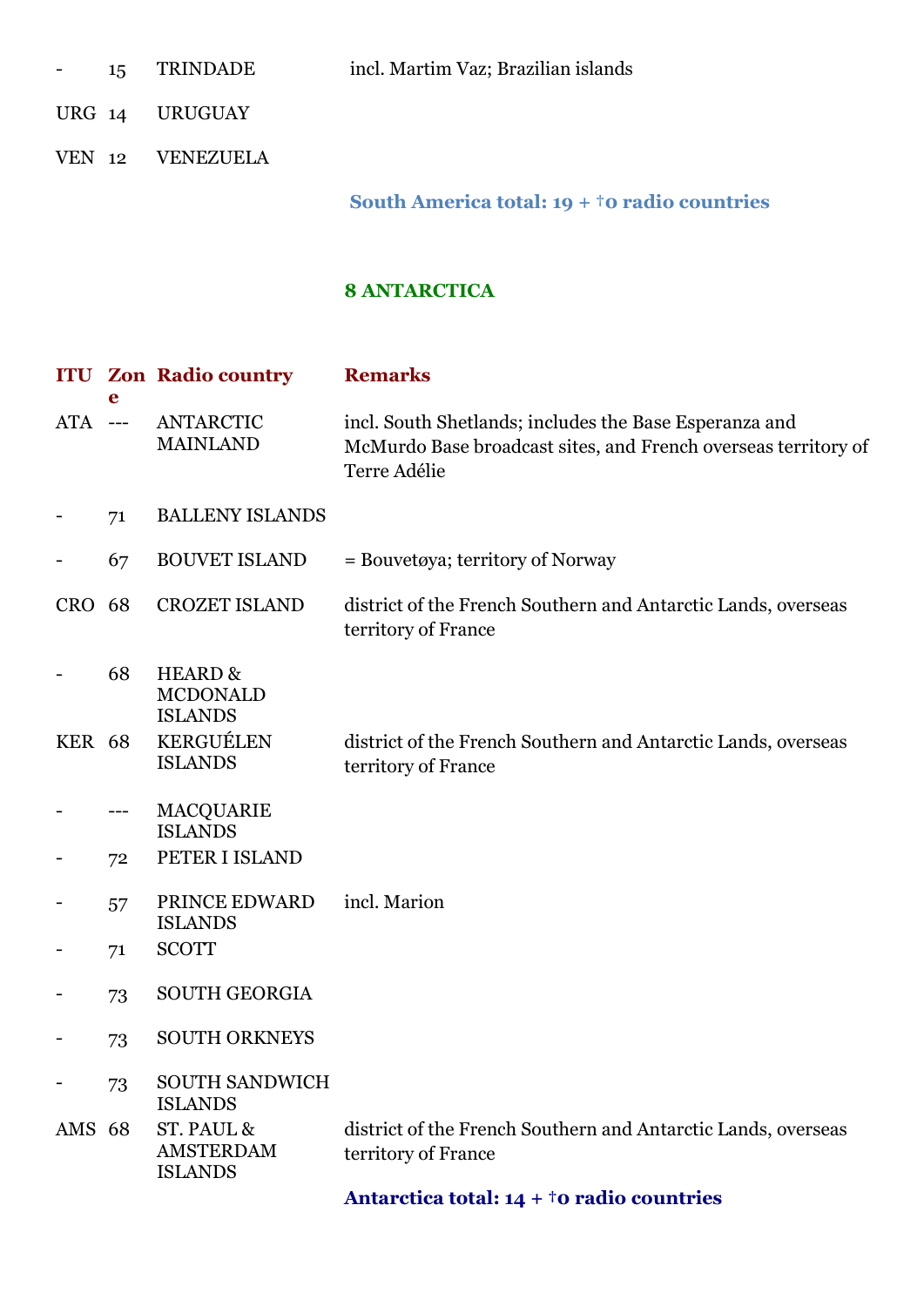| | | | |
|---|---|---|---|
| - | 15 | TRINDADE | incl. Martim Vaz; Brazilian islands |
| URG | 14 | URUGUAY | |
| VEN | 12 | VENEZUELA | |

**South America total: 19 + †0 radio countries**

## 8 ANTARCTICA

| ITU | Zone | Radio country | Remarks |
|---|---|---|---|
| ATA | --- | ANTARCTIC MAINLAND | incl. South Shetlands; includes the Base Esperanza and McMurdo Base broadcast sites, and French overseas territory of Terre Adélie |
| - | 71 | BALLENY ISLANDS | |
| - | 67 | BOUVET ISLAND | = Bouvetøya; territory of Norway |
| CRO | 68 | CROZET ISLAND | district of the French Southern and Antarctic Lands, overseas territory of France |
| - | 68 | HEARD & MCDONALD ISLANDS | |
| KER | 68 | KERGUÉLEN ISLANDS | district of the French Southern and Antarctic Lands, overseas territory of France |
| - | --- | MACQUARIE ISLANDS | |
| - | 72 | PETER I ISLAND | |
| - | 57 | PRINCE EDWARD ISLANDS | incl. Marion |
| - | 71 | SCOTT | |
| - | 73 | SOUTH GEORGIA | |
| - | 73 | SOUTH ORKNEYS | |
| - | 73 | SOUTH SANDWICH ISLANDS | |
| AMS | 68 | ST. PAUL & AMSTERDAM ISLANDS | district of the French Southern and Antarctic Lands, overseas territory of France |

**Antarctica total: 14 + †0 radio countries**